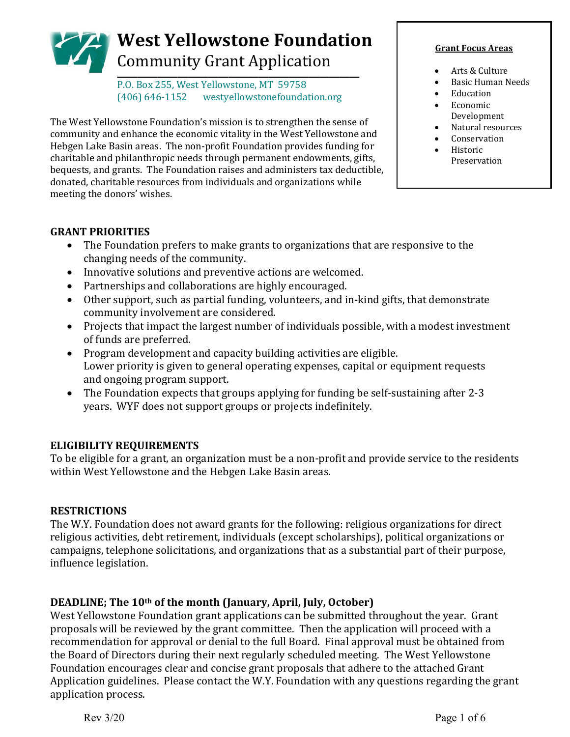# West Yellowstone Foundation

## Community Grant Application

P.O. Box 255, West Yellowstone, MT 59758
(406) 646-1152 westyellowstonefoundation.org

The West Yellowstone Foundation's mission is to strengthen the sense of community and enhance the economic vitality in the West Yellowstone and Hebgen Lake Basin areas. The non-profit Foundation provides funding for charitable and philanthropic needs through permanent endowments, gifts, bequests, and grants. The Foundation raises and administers tax deductible, donated, charitable resources from individuals and organizations while meeting the donors' wishes.

**Grant Focus Areas**

- Arts & Culture
- Basic Human Needs
- Education
- Economic Development
- Natural resources
- Conservation
- Historic Preservation

### GRANT PRIORITIES

- The Foundation prefers to make grants to organizations that are responsive to the changing needs of the community.
- Innovative solutions and preventive actions are welcomed.
- Partnerships and collaborations are highly encouraged.
- Other support, such as partial funding, volunteers, and in-kind gifts, that demonstrate community involvement are considered.
- Projects that impact the largest number of individuals possible, with a modest investment of funds are preferred.
- Program development and capacity building activities are eligible.
  Lower priority is given to general operating expenses, capital or equipment requests and ongoing program support.
- The Foundation expects that groups applying for funding be self-sustaining after 2-3 years. WYF does not support groups or projects indefinitely.

### ELIGIBILITY REQUIREMENTS

To be eligible for a grant, an organization must be a non-profit and provide service to the residents within West Yellowstone and the Hebgen Lake Basin areas.

### RESTRICTIONS

The W.Y. Foundation does not award grants for the following: religious organizations for direct religious activities, debt retirement, individuals (except scholarships), political organizations or campaigns, telephone solicitations, and organizations that as a substantial part of their purpose, influence legislation.

### DEADLINE; The 10th of the month (January, April, July, October)

West Yellowstone Foundation grant applications can be submitted throughout the year. Grant proposals will be reviewed by the grant committee. Then the application will proceed with a recommendation for approval or denial to the full Board. Final approval must be obtained from the Board of Directors during their next regularly scheduled meeting. The West Yellowstone Foundation encourages clear and concise grant proposals that adhere to the attached Grant Application guidelines. Please contact the W.Y. Foundation with any questions regarding the grant application process.

Rev 3/20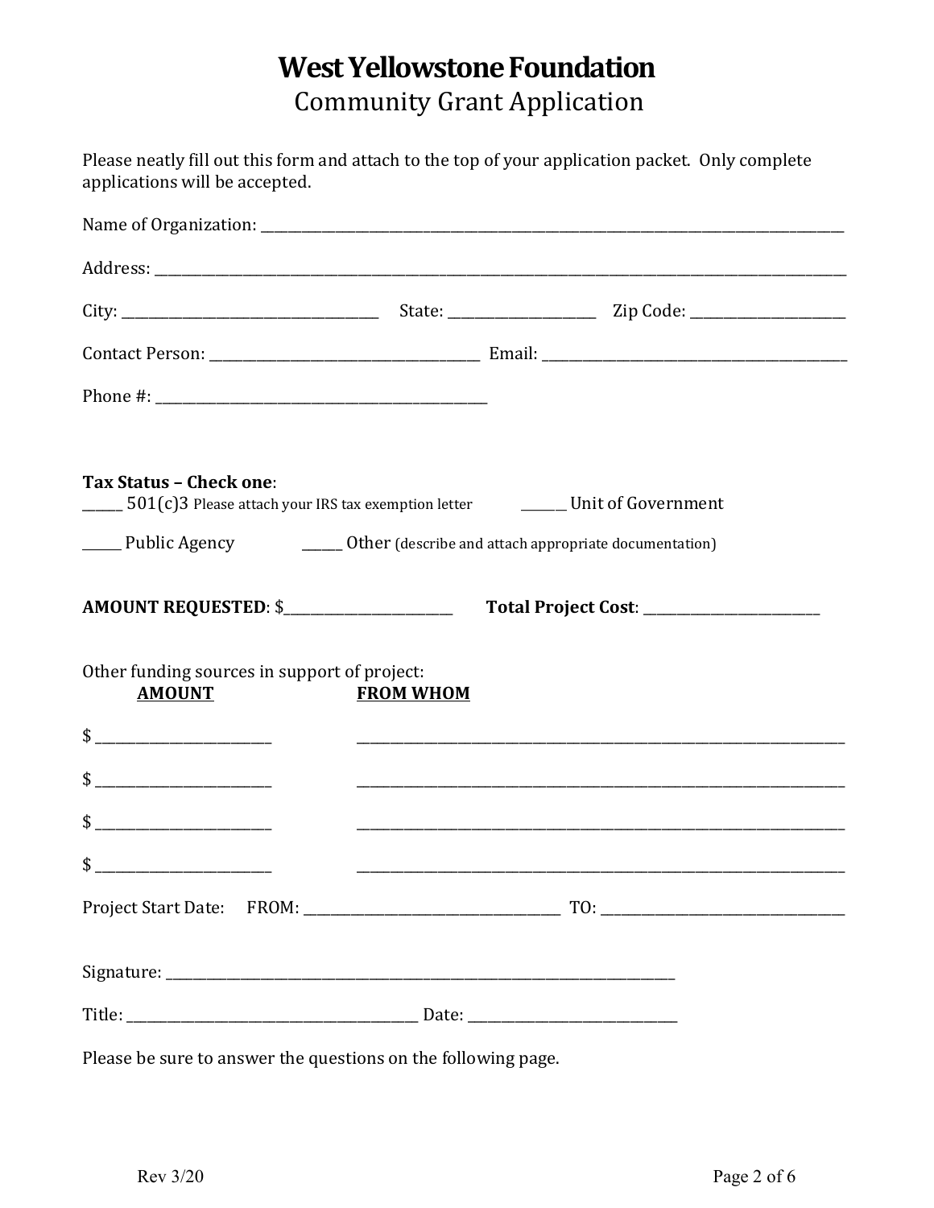# West Yellowstone Foundation

## Community Grant Application

Please neatly fill out this form and attach to the top of your application packet. Only complete applications will be accepted.

Name of Organization: ______________________________________________

Address: ______________________________________________

City: ____________________ State: ____________ Zip Code: ____________

Contact Person: ____________________ Email: ____________________

Phone #: ____________________

**Tax Status – Check one**:

_____ 501(c)3 Please attach your IRS tax exemption letter   _____ Unit of Government

_____ Public Agency   _____ Other (describe and attach appropriate documentation)

**AMOUNT REQUESTED**: $____________   **Total Project Cost**: ____________

Other funding sources in support of project:

| AMOUNT | FROM WHOM |
|---|---|
| $ ____________ | ______________________________ |
| $ ____________ | ______________________________ |
| $ ____________ | ______________________________ |
| $ ____________ | ______________________________ |

Project Start Date: FROM: ____________________ TO: ____________________

Signature: ______________________________________________

Title: ____________________ Date: ____________________

Please be sure to answer the questions on the following page.

Rev 3/20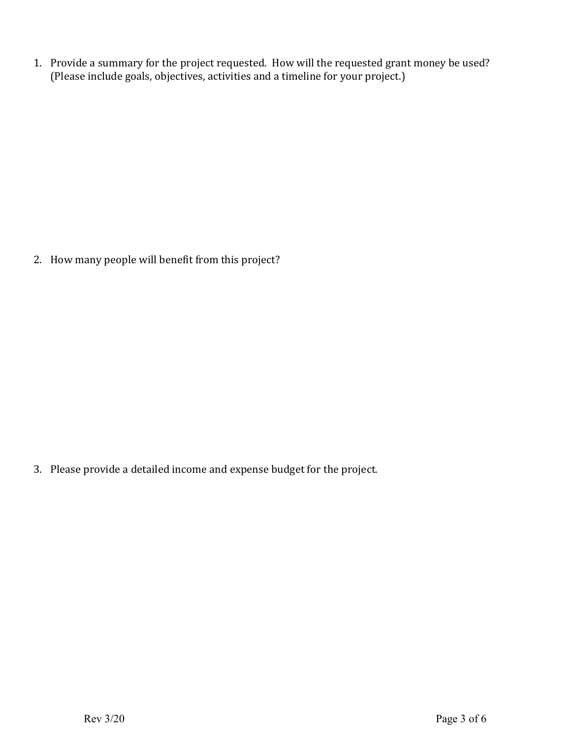1. Provide a summary for the project requested. How will the requested grant money be used? (Please include goals, objectives, activities and a timeline for your project.)

2. How many people will benefit from this project?

3. Please provide a detailed income and expense budget for the project.

Rev 3/20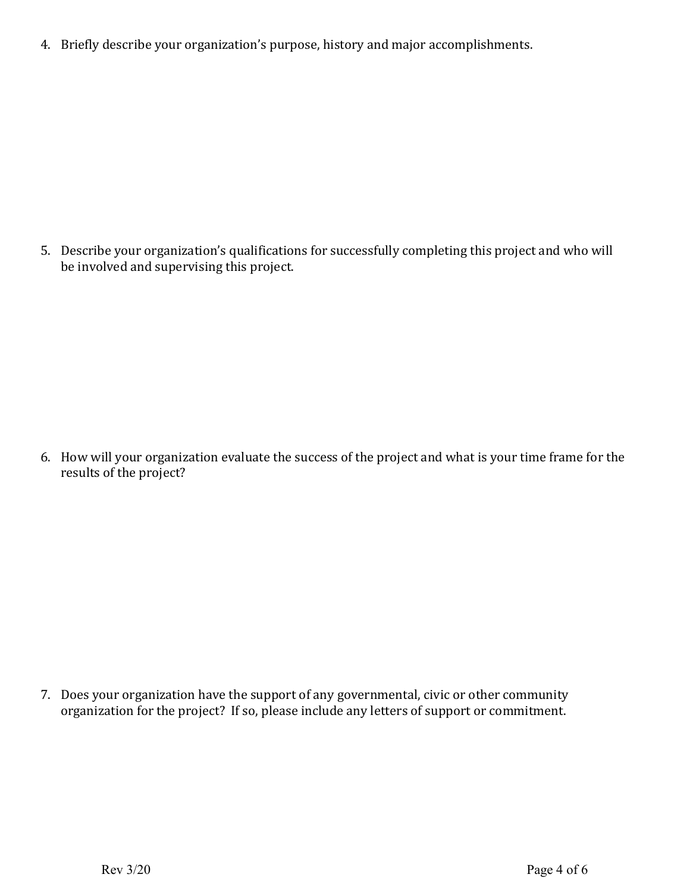4. Briefly describe your organization's purpose, history and major accomplishments.

5. Describe your organization's qualifications for successfully completing this project and who will be involved and supervising this project.

6. How will your organization evaluate the success of the project and what is your time frame for the results of the project?

7. Does your organization have the support of any governmental, civic or other community organization for the project? If so, please include any letters of support or commitment.

Rev 3/20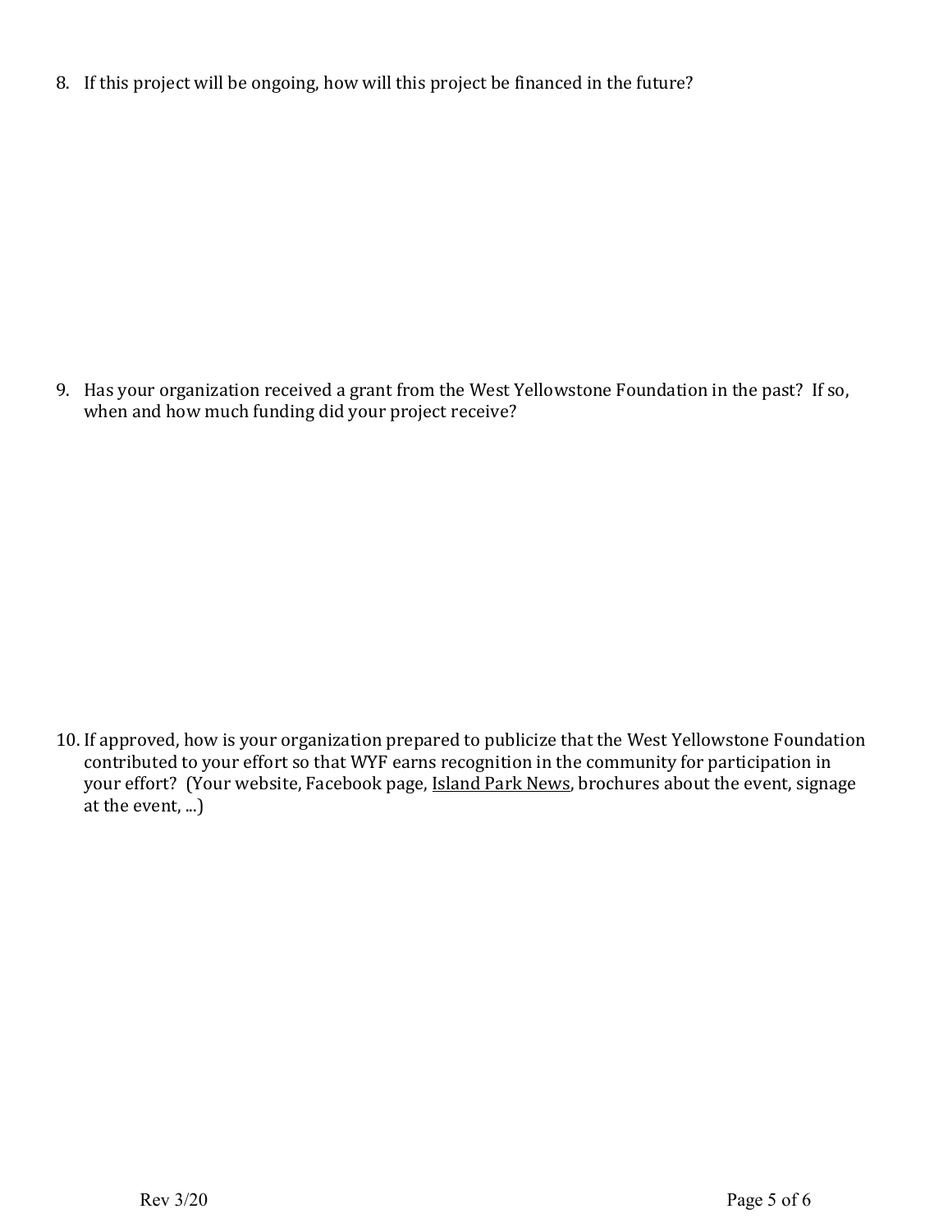8. If this project will be ongoing, how will this project be financed in the future?

9. Has your organization received a grant from the West Yellowstone Foundation in the past? If so, when and how much funding did your project receive?

10. If approved, how is your organization prepared to publicize that the West Yellowstone Foundation contributed to your effort so that WYF earns recognition in the community for participation in your effort? (Your website, Facebook page, Island Park News, brochures about the event, signage at the event, ...)

Rev 3/20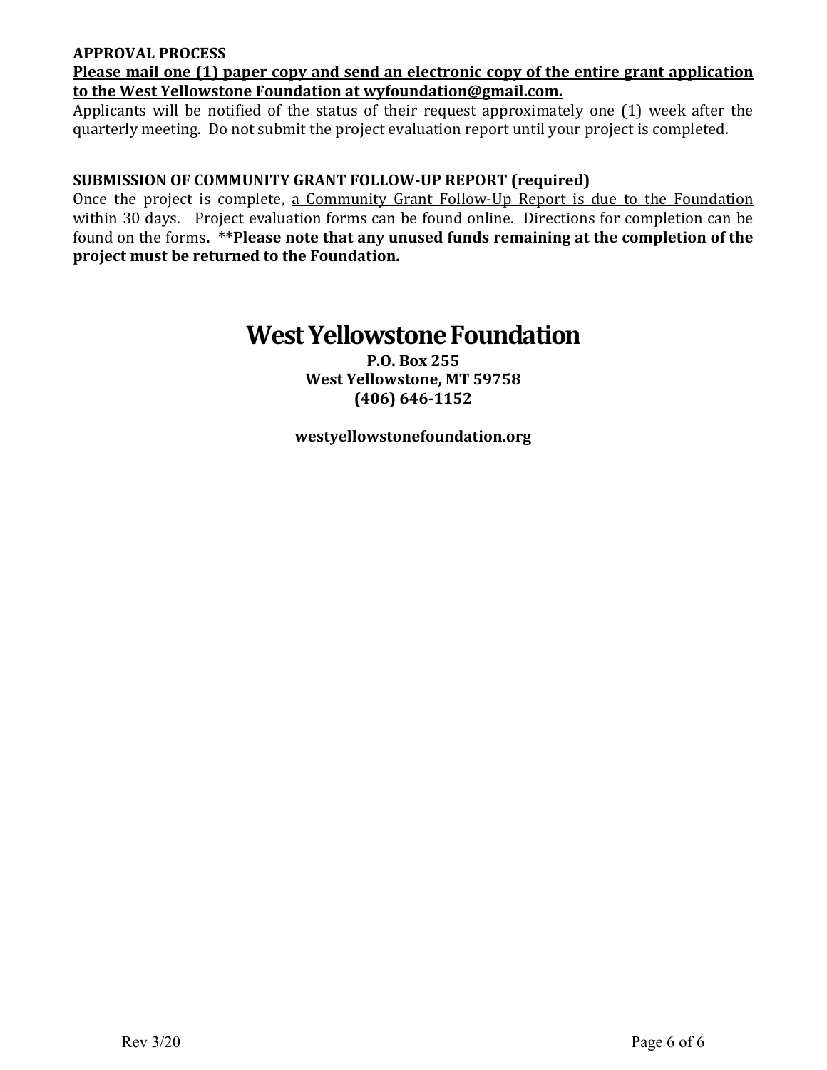**APPROVAL PROCESS**

**Please mail one (1) paper copy and send an electronic copy of the entire grant application to the West Yellowstone Foundation at wyfoundation@gmail.com.**

Applicants will be notified of the status of their request approximately one (1) week after the quarterly meeting. Do not submit the project evaluation report until your project is completed.

**SUBMISSION OF COMMUNITY GRANT FOLLOW-UP REPORT (required)**

Once the project is complete, a Community Grant Follow-Up Report is due to the Foundation within 30 days. Project evaluation forms can be found online. Directions for completion can be found on the forms. **\*\*Please note that any unused funds remaining at the completion of the project must be returned to the Foundation.**

# West Yellowstone Foundation

**P.O. Box 255**
**West Yellowstone, MT 59758**
**(406) 646-1152**

**westyellowstonefoundation.org**

Rev 3/20